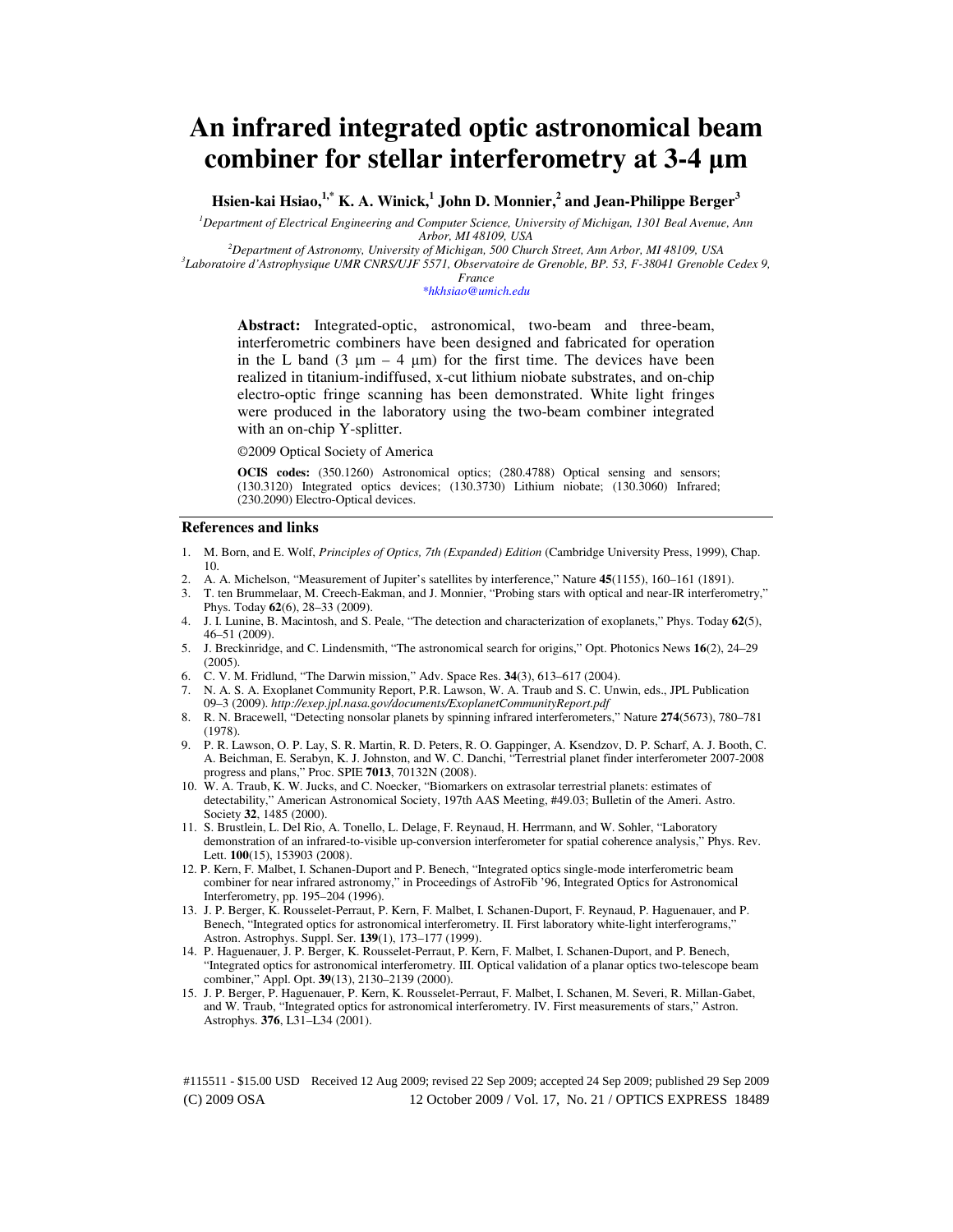# An infrared integrated optic astronomical beam combiner for stellar interferometry at 3-4 μm

**Hsien-kai Hsiao,[1,*] K. A. Winick,[1] John D. Monnier,[2] and Jean-Philippe Berger[3]**

[1]*Department of Electrical Engineering and Computer Science, University of Michigan, 1301 Beal Avenue, Ann Arbor, MI 48109, USA*

[2]*Department of Astronomy, University of Michigan, 500 Church Street, Ann Arbor, MI 48109, USA*

[3]*Laboratoire d'Astrophysique UMR CNRS/UJF 5571, Observatoire de Grenoble, BP. 53, F-38041 Grenoble Cedex 9, France*

*hkhsiao@umich.edu

**Abstract:** Integrated-optic, astronomical, two-beam and three-beam, interferometric combiners have been designed and fabricated for operation in the L band (3 μm – 4 μm) for the first time. The devices have been realized in titanium-indiffused, x-cut lithium niobate substrates, and on-chip electro-optic fringe scanning has been demonstrated. White light fringes were produced in the laboratory using the two-beam combiner integrated with an on-chip Y-splitter.

©2009 Optical Society of America

**OCIS codes:** (350.1260) Astronomical optics; (280.4788) Optical sensing and sensors; (130.3120) Integrated optics devices; (130.3730) Lithium niobate; (130.3060) Infrared; (230.2090) Electro-Optical devices.

## References and links

1. M. Born, and E. Wolf, *Principles of Optics, 7th (Expanded) Edition* (Cambridge University Press, 1999), Chap. 10.
2. A. A. Michelson, "Measurement of Jupiter's satellites by interference," Nature **45**(1155), 160–161 (1891).
3. T. ten Brummelaar, M. Creech-Eakman, and J. Monnier, "Probing stars with optical and near-IR interferometry," Phys. Today **62**(6), 28–33 (2009).
4. J. I. Lunine, B. Macintosh, and S. Peale, "The detection and characterization of exoplanets," Phys. Today **62**(5), 46–51 (2009).
5. J. Breckinridge, and C. Lindensmith, "The astronomical search for origins," Opt. Photonics News **16**(2), 24–29 (2005).
6. C. V. M. Fridlund, "The Darwin mission," Adv. Space Res. **34**(3), 613–617 (2004).
7. N. A. S. A. Exoplanet Community Report, P.R. Lawson, W. A. Traub and S. C. Unwin, eds., JPL Publication 09–3 (2009). *http://exep.jpl.nasa.gov/documents/ExoplanetCommunityReport.pdf*
8. R. N. Bracewell, "Detecting nonsolar planets by spinning infrared interferometers," Nature **274**(5673), 780–781 (1978).
9. P. R. Lawson, O. P. Lay, S. R. Martin, R. D. Peters, R. O. Gappinger, A. Ksendzov, D. P. Scharf, A. J. Booth, C. A. Beichman, E. Serabyn, K. J. Johnston, and W. C. Danchi, "Terrestrial planet finder interferometer 2007-2008 progress and plans," Proc. SPIE **7013**, 70132N (2008).
10. W. A. Traub, K. W. Jucks, and C. Noecker, "Biomarkers on extrasolar terrestrial planets: estimates of detectability," American Astronomical Society, 197th AAS Meeting, #49.03; Bulletin of the Ameri. Astro. Society **32**, 1485 (2000).
11. S. Brustlein, L. Del Rio, A. Tonello, L. Delage, F. Reynaud, H. Herrmann, and W. Sohler, "Laboratory demonstration of an infrared-to-visible up-conversion interferometer for spatial coherence analysis," Phys. Rev. Lett. **100**(15), 153903 (2008).
12. P. Kern, F. Malbet, I. Schanen-Duport and P. Benech, "Integrated optics single-mode interferometric beam combiner for near infrared astronomy," in Proceedings of AstroFib '96, Integrated Optics for Astronomical Interferometry, pp. 195–204 (1996).
13. J. P. Berger, K. Rousselet-Perraut, P. Kern, F. Malbet, I. Schanen-Duport, F. Reynaud, P. Haguenauer, and P. Benech, "Integrated optics for astronomical interferometry. II. First laboratory white-light interferograms," Astron. Astrophys. Suppl. Ser. **139**(1), 173–177 (1999).
14. P. Haguenauer, J. P. Berger, K. Rousselet-Perraut, P. Kern, F. Malbet, I. Schanen-Duport, and P. Benech, "Integrated optics for astronomical interferometry. III. Optical validation of a planar optics two-telescope beam combiner," Appl. Opt. **39**(13), 2130–2139 (2000).
15. J. P. Berger, P. Haguenauer, P. Kern, K. Rousselet-Perraut, F. Malbet, I. Schanen, M. Severi, R. Millan-Gabet, and W. Traub, "Integrated optics for astronomical interferometry. IV. First measurements of stars," Astron. Astrophys. **376**, L31–L34 (2001).

#115511 - $15.00 USD Received 12 Aug 2009; revised 22 Sep 2009; accepted 24 Sep 2009; published 29 Sep 2009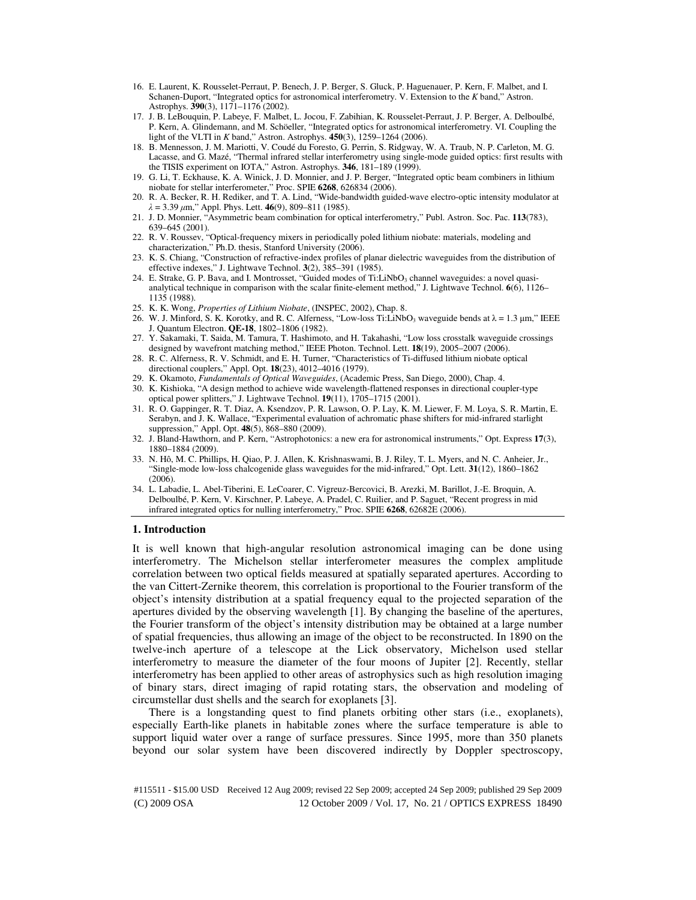16. E. Laurent, K. Rousselet-Perraut, P. Benech, J. P. Berger, S. Gluck, P. Haguenauer, P. Kern, F. Malbet, and I. Schanen-Duport, "Integrated optics for astronomical interferometry. V. Extension to the *K* band," Astron. Astrophys. **390**(3), 1171–1176 (2002).
17. J. B. LeBouquin, P. Labeye, F. Malbet, L. Jocou, F. Zabihian, K. Rousselet-Perraut, J. P. Berger, A. Delboulbé, P. Kern, A. Glindemann, and M. Schöeller, "Integrated optics for astronomical interferometry. VI. Coupling the light of the VLTI in *K* band," Astron. Astrophys. **450**(3), 1259–1264 (2006).
18. B. Mennesson, J. M. Mariotti, V. Coudé du Foresto, G. Perrin, S. Ridgway, W. A. Traub, N. P. Carleton, M. G. Lacasse, and G. Mazé, "Thermal infrared stellar interferometry using single-mode guided optics: first results with the TISIS experiment on IOTA," Astron. Astrophys. **346**, 181–189 (1999).
19. G. Li, T. Eckhause, K. A. Winick, J. D. Monnier, and J. P. Berger, "Integrated optic beam combiners in lithium niobate for stellar interferometer," Proc. SPIE **6268**, 626834 (2006).
20. R. A. Becker, R. H. Rediker, and T. A. Lind, "Wide-bandwidth guided-wave electro-optic intensity modulator at $\lambda = 3.39$ $\mu$m," Appl. Phys. Lett. **46**(9), 809–811 (1985).
21. J. D. Monnier, "Asymmetric beam combination for optical interferometry," Publ. Astron. Soc. Pac. **113**(783), 639–645 (2001).
22. R. V. Roussev, "Optical-frequency mixers in periodically poled lithium niobate: materials, modeling and characterization," Ph.D. thesis, Stanford University (2006).
23. K. S. Chiang, "Construction of refractive-index profiles of planar dielectric waveguides from the distribution of effective indexes," J. Lightwave Technol. **3**(2), 385–391 (1985).
24. E. Strake, G. P. Bava, and I. Montrosset, "Guided modes of Ti:$LiNbO_3$ channel waveguides: a novel quasi-analytical technique in comparison with the scalar finite-element method," J. Lightwave Technol. **6**(6), 1126–1135 (1988).
25. K. K. Wong, *Properties of Lithium Niobate*, (INSPEC, 2002), Chap. 8.
26. W. J. Minford, S. K. Korotky, and R. C. Alferness, "Low-loss Ti:$LiNbO_3$ waveguide bends at $\lambda = 1.3$ μm," IEEE J. Quantum Electron. **QE-18**, 1802–1806 (1982).
27. Y. Sakamaki, T. Saida, M. Tamura, T. Hashimoto, and H. Takahashi, "Low loss crosstalk waveguide crossings designed by wavefront matching method," IEEE Photon. Technol. Lett. **18**(19), 2005–2007 (2006).
28. R. C. Alferness, R. V. Schmidt, and E. H. Turner, "Characteristics of Ti-diffused lithium niobate optical directional couplers," Appl. Opt. **18**(23), 4012–4016 (1979).
29. K. Okamoto, *Fundamentals of Optical Waveguides*, (Academic Press, San Diego, 2000), Chap. 4.
30. K. Kishioka, "A design method to achieve wide wavelength-flattened responses in directional coupler-type optical power splitters," J. Lightwave Technol. **19**(11), 1705–1715 (2001).
31. R. O. Gappinger, R. T. Diaz, A. Ksendzov, P. R. Lawson, O. P. Lay, K. M. Liewer, F. M. Loya, S. R. Martin, E. Serabyn, and J. K. Wallace, "Experimental evaluation of achromatic phase shifters for mid-infrared starlight suppression," Appl. Opt. **48**(5), 868–880 (2009).
32. J. Bland-Hawthorn, and P. Kern, "Astrophotonics: a new era for astronomical instruments," Opt. Express **17**(3), 1880–1884 (2009).
33. N. Hô, M. C. Phillips, H. Qiao, P. J. Allen, K. Krishnaswami, B. J. Riley, T. L. Myers, and N. C. Anheier, Jr., "Single-mode low-loss chalcogenide glass waveguides for the mid-infrared," Opt. Lett. **31**(12), 1860–1862 (2006).
34. L. Labadie, L. Abel-Tiberini, E. LeCoarer, C. Vigreux-Bercovici, B. Arezki, M. Barillot, J.-E. Broquin, A. Delboulbé, P. Kern, V. Kirschner, P. Labeye, A. Pradel, C. Ruilier, and P. Saguet, "Recent progress in mid infrared integrated optics for nulling interferometry," Proc. SPIE **6268**, 62682E (2006).

## 1. Introduction

It is well known that high-angular resolution astronomical imaging can be done using interferometry. The Michelson stellar interferometer measures the complex amplitude correlation between two optical fields measured at spatially separated apertures. According to the van Cittert-Zernike theorem, this correlation is proportional to the Fourier transform of the object's intensity distribution at a spatial frequency equal to the projected separation of the apertures divided by the observing wavelength [1]. By changing the baseline of the apertures, the Fourier transform of the object's intensity distribution may be obtained at a large number of spatial frequencies, thus allowing an image of the object to be reconstructed. In 1890 on the twelve-inch aperture of a telescope at the Lick observatory, Michelson used stellar interferometry to measure the diameter of the four moons of Jupiter [2]. Recently, stellar interferometry has been applied to other areas of astrophysics such as high resolution imaging of binary stars, direct imaging of rapid rotating stars, the observation and modeling of circumstellar dust shells and the search for exoplanets [3].

There is a longstanding quest to find planets orbiting other stars (i.e., exoplanets), especially Earth-like planets in habitable zones where the surface temperature is able to support liquid water over a range of surface pressures. Since 1995, more than 350 planets beyond our solar system have been discovered indirectly by Doppler spectroscopy,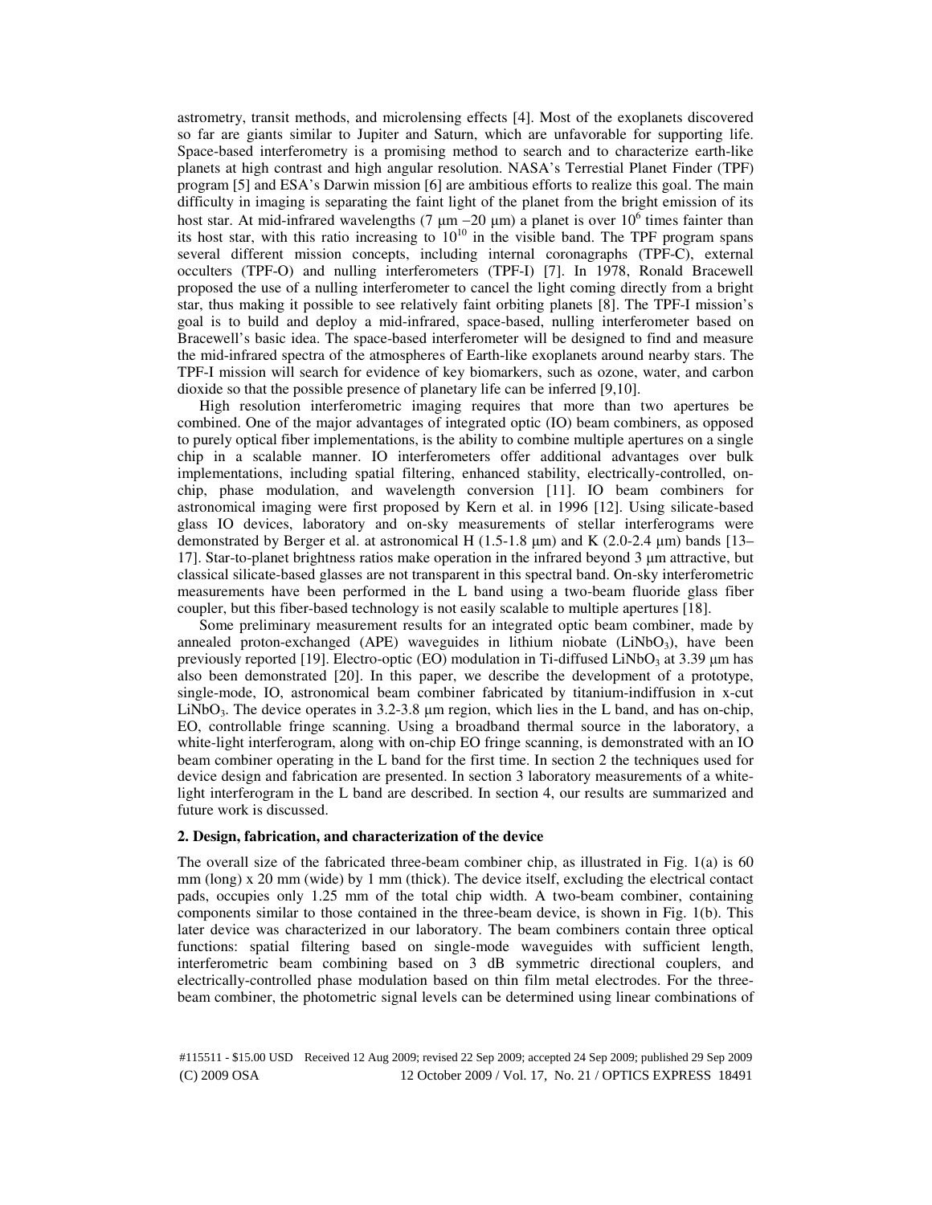astrometry, transit methods, and microlensing effects [4]. Most of the exoplanets discovered so far are giants similar to Jupiter and Saturn, which are unfavorable for supporting life. Space-based interferometry is a promising method to search and to characterize earth-like planets at high contrast and high angular resolution. NASA's Terrestial Planet Finder (TPF) program [5] and ESA's Darwin mission [6] are ambitious efforts to realize this goal. The main difficulty in imaging is separating the faint light of the planet from the bright emission of its host star. At mid-infrared wavelengths (7 μm −20 μm) a planet is over $10^6$ times fainter than its host star, with this ratio increasing to $10^{10}$ in the visible band. The TPF program spans several different mission concepts, including internal coronagraphs (TPF-C), external occulters (TPF-O) and nulling interferometers (TPF-I) [7]. In 1978, Ronald Bracewell proposed the use of a nulling interferometer to cancel the light coming directly from a bright star, thus making it possible to see relatively faint orbiting planets [8]. The TPF-I mission's goal is to build and deploy a mid-infrared, space-based, nulling interferometer based on Bracewell's basic idea. The space-based interferometer will be designed to find and measure the mid-infrared spectra of the atmospheres of Earth-like exoplanets around nearby stars. The TPF-I mission will search for evidence of key biomarkers, such as ozone, water, and carbon dioxide so that the possible presence of planetary life can be inferred [9,10].

High resolution interferometric imaging requires that more than two apertures be combined. One of the major advantages of integrated optic (IO) beam combiners, as opposed to purely optical fiber implementations, is the ability to combine multiple apertures on a single chip in a scalable manner. IO interferometers offer additional advantages over bulk implementations, including spatial filtering, enhanced stability, electrically-controlled, on-chip, phase modulation, and wavelength conversion [11]. IO beam combiners for astronomical imaging were first proposed by Kern et al. in 1996 [12]. Using silicate-based glass IO devices, laboratory and on-sky measurements of stellar interferograms were demonstrated by Berger et al. at astronomical H (1.5-1.8 μm) and K (2.0-2.4 μm) bands [13–17]. Star-to-planet brightness ratios make operation in the infrared beyond 3 μm attractive, but classical silicate-based glasses are not transparent in this spectral band. On-sky interferometric measurements have been performed in the L band using a two-beam fluoride glass fiber coupler, but this fiber-based technology is not easily scalable to multiple apertures [18].

Some preliminary measurement results for an integrated optic beam combiner, made by annealed proton-exchanged (APE) waveguides in lithium niobate ($LiNbO_3$), have been previously reported [19]. Electro-optic (EO) modulation in Ti-diffused $LiNbO_3$ at 3.39 μm has also been demonstrated [20]. In this paper, we describe the development of a prototype, single-mode, IO, astronomical beam combiner fabricated by titanium-indiffusion in x-cut $LiNbO_3$. The device operates in 3.2-3.8 μm region, which lies in the L band, and has on-chip, EO, controllable fringe scanning. Using a broadband thermal source in the laboratory, a white-light interferogram, along with on-chip EO fringe scanning, is demonstrated with an IO beam combiner operating in the L band for the first time. In section 2 the techniques used for device design and fabrication are presented. In section 3 laboratory measurements of a white-light interferogram in the L band are described. In section 4, our results are summarized and future work is discussed.

## 2. Design, fabrication, and characterization of the device

The overall size of the fabricated three-beam combiner chip, as illustrated in Fig. 1(a) is 60 mm (long) x 20 mm (wide) by 1 mm (thick). The device itself, excluding the electrical contact pads, occupies only 1.25 mm of the total chip width. A two-beam combiner, containing components similar to those contained in the three-beam device, is shown in Fig. 1(b). This later device was characterized in our laboratory. The beam combiners contain three optical functions: spatial filtering based on single-mode waveguides with sufficient length, interferometric beam combining based on 3 dB symmetric directional couplers, and electrically-controlled phase modulation based on thin film metal electrodes. For the three-beam combiner, the photometric signal levels can be determined using linear combinations of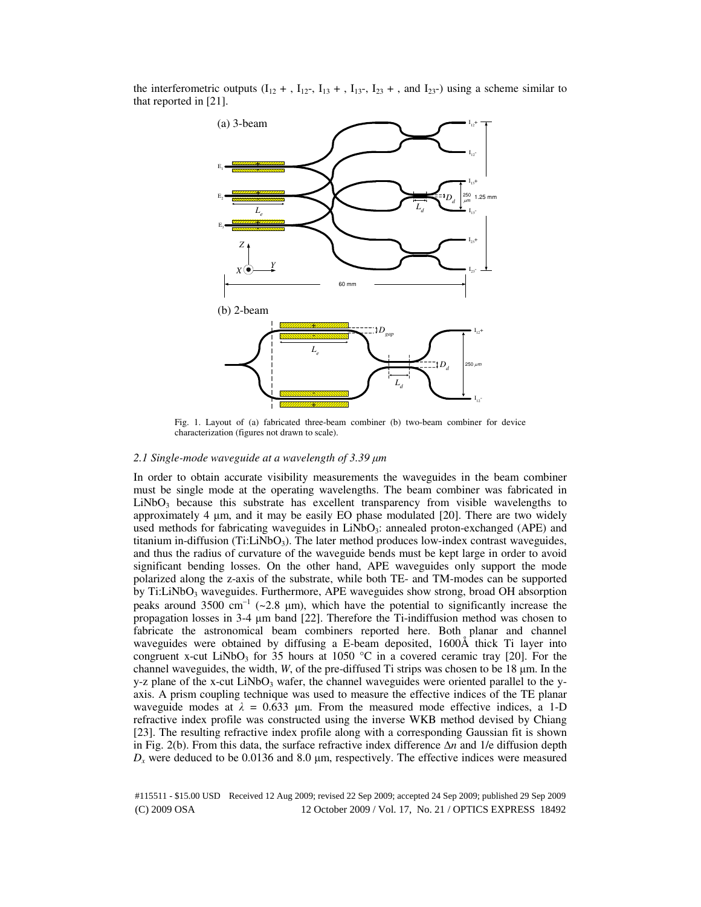the interferometric outputs ($I_{12}+$, $I_{12}-$, $I_{13}+$, $I_{13}-$, $I_{23}+$, and $I_{23}-$) using a scheme similar to that reported in [21].

(a) 3-beam

$E_1$

$E_2$

$E_3$

$L_e$

$Z$

$X$

$Y$

$I_{12}+$

$I_{12}-$

$I_{13}+$

$D_d$

250 $\mu m$

1.25 mm

$L_d$

$I_{13}-$

$I_{23}+$

$I_{23}-$

60 mm

(b) 2-beam

$D_{gap}$

$L_e$

$I_{12}+$

$D_d$

250 $\mu m$

$L_d$

$I_{12}-$

Fig. 1. Layout of (a) fabricated three-beam combiner (b) two-beam combiner for device characterization (figures not drawn to scale).

### *2.1 Single-mode waveguide at a wavelength of 3.39 µm*

In order to obtain accurate visibility measurements the waveguides in the beam combiner must be single mode at the operating wavelengths. The beam combiner was fabricated in $LiNbO_3$ because this substrate has excellent transparency from visible wavelengths to approximately 4 µm, and it may be easily EO phase modulated [20]. There are two widely used methods for fabricating waveguides in $LiNbO_3$: annealed proton-exchanged (APE) and titanium in-diffusion (Ti:$LiNbO_3$). The later method produces low-index contrast waveguides, and thus the radius of curvature of the waveguide bends must be kept large in order to avoid significant bending losses. On the other hand, APE waveguides only support the mode polarized along the z-axis of the substrate, while both TE- and TM-modes can be supported by Ti:$LiNbO_3$ waveguides. Furthermore, APE waveguides show strong, broad OH absorption peaks around 3500 $cm^{-1}$ (~2.8 µm), which have the potential to significantly increase the propagation losses in 3-4 µm band [22]. Therefore the Ti-indiffusion method was chosen to fabricate the astronomical beam combiners reported here. Both planar and channel waveguides were obtained by diffusing a E-beam deposited, 1600Å thick Ti layer into congruent x-cut $LiNbO_3$ for 35 hours at 1050 °C in a covered ceramic tray [20]. For the channel waveguides, the width, *W*, of the pre-diffused Ti strips was chosen to be 18 µm. In the y-z plane of the x-cut $LiNbO_3$ wafer, the channel waveguides were oriented parallel to the y-axis. A prism coupling technique was used to measure the effective indices of the TE planar waveguide modes at $\lambda$ = 0.633 µm. From the measured mode effective indices, a 1-D refractive index profile was constructed using the inverse WKB method devised by Chiang [23]. The resulting refractive index profile along with a corresponding Gaussian fit is shown in Fig. 2(b). From this data, the surface refractive index difference $\Delta n$ and 1/e diffusion depth $D_x$ were deduced to be 0.0136 and 8.0 µm, respectively. The effective indices were measured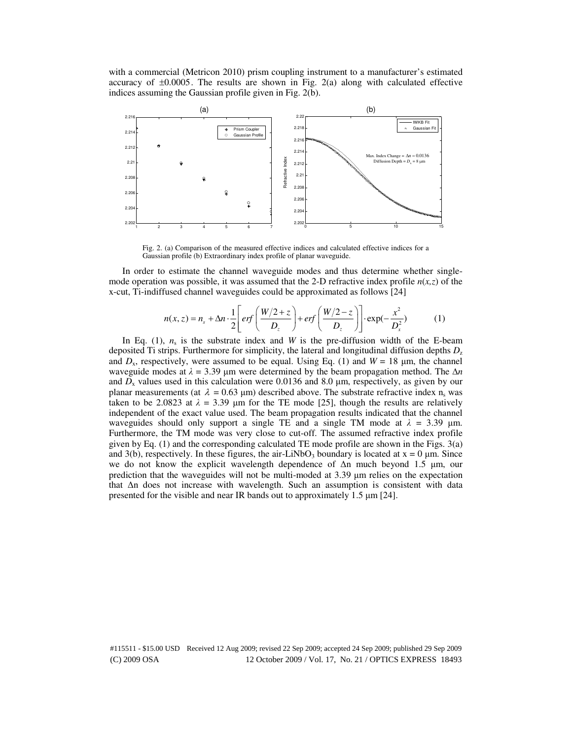with a commercial (Metricon 2010) prism coupling instrument to a manufacturer's estimated accuracy of ±0.0005. The results are shown in Fig. 2(a) along with calculated effective indices assuming the Gaussian profile given in Fig. 2(b).

(a)

Prism Coupler
Gaussian Profile

2.216
2.214
2.212
2.21
2.208
2.206
2.204
2.202
1 2 3 4 5 6 7

(b)

IWKB Fit
Gaussian Fit

Max. Index Change = $\Delta n = 0.0136$
Diffusion Depth = $D_x = 8$ μm

Refractive Index

2.22
2.218
2.216
2.214
2.212
2.21
2.208
2.206
2.204
2.202
0 5 10 15

Fig. 2. (a) Comparison of the measured effective indices and calculated effective indices for a Gaussian profile (b) Extraordinary index profile of planar waveguide.

In order to estimate the channel waveguide modes and thus determine whether single-mode operation was possible, it was assumed that the 2-D refractive index profile $n(x,z)$ of the x-cut, Ti-indiffused channel waveguides could be approximated as follows [24]

$$n(x,z) = n_s + \Delta n \cdot \frac{1}{2}\left[ erf\left(\frac{W/2+z}{D_z}\right) + erf\left(\frac{W/2-z}{D_z}\right)\right] \cdot \exp\left(-\frac{x^2}{D_x^2}\right) \qquad (1)$$

In Eq. (1), $n_s$ is the substrate index and $W$ is the pre-diffusion width of the E-beam deposited Ti strips. Furthermore for simplicity, the lateral and longitudinal diffusion depths $D_z$ and $D_x$, respectively, were assumed to be equal. Using Eq. (1) and $W = 18$ μm, the channel waveguide modes at $\lambda = 3.39$ μm were determined by the beam propagation method. The $\Delta n$ and $D_x$ values used in this calculation were 0.0136 and 8.0 μm, respectively, as given by our planar measurements (at $\lambda = 0.63$ μm) described above. The substrate refractive index $n_s$ was taken to be 2.0823 at $\lambda = 3.39$ μm for the TE mode [25], though the results are relatively independent of the exact value used. The beam propagation results indicated that the channel waveguides should only support a single TE and a single TM mode at $\lambda = 3.39$ μm. Furthermore, the TM mode was very close to cut-off. The assumed refractive index profile given by Eq. (1) and the corresponding calculated TE mode profile are shown in the Figs. 3(a) and 3(b), respectively. In these figures, the air-$LiNbO_3$ boundary is located at x = 0 μm. Since we do not know the explicit wavelength dependence of Δn much beyond 1.5 μm, our prediction that the waveguides will not be multi-moded at 3.39 μm relies on the expectation that Δn does not increase with wavelength. Such an assumption is consistent with data presented for the visible and near IR bands out to approximately 1.5 μm [24].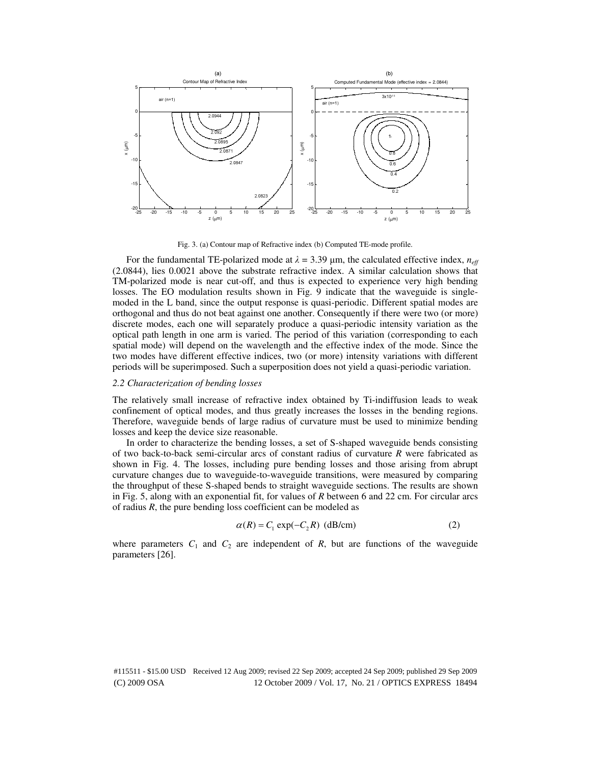(a)

Contour Map of Refractive Index

air (n=1)

2.0944

2.092

2.0895

2.0871

2.0847

2.0823

x (μm)

z (μm)

(b)

Computed Fundamental Mode (effective index = 2.0844)

3x10⁻¹¹

air (n=1)

1.

0.8

0.6

0.4

0.2

x (μm)

z (μm)

Fig. 3. (a) Contour map of Refractive index (b) Computed TE-mode profile.

For the fundamental TE-polarized mode at $\lambda = 3.39$ µm, the calculated effective index, $n_{eff}$ (2.0844), lies 0.0021 above the substrate refractive index. A similar calculation shows that TM-polarized mode is near cut-off, and thus is expected to experience very high bending losses. The EO modulation results shown in Fig. 9 indicate that the waveguide is single-moded in the L band, since the output response is quasi-periodic. Different spatial modes are orthogonal and thus do not beat against one another. Consequently if there were two (or more) discrete modes, each one will separately produce a quasi-periodic intensity variation as the optical path length in one arm is varied. The period of this variation (corresponding to each spatial mode) will depend on the wavelength and the effective index of the mode. Since the two modes have different effective indices, two (or more) intensity variations with different periods will be superimposed. Such a superposition does not yield a quasi-periodic variation.

### *2.2 Characterization of bending losses*

The relatively small increase of refractive index obtained by Ti-indiffusion leads to weak confinement of optical modes, and thus greatly increases the losses in the bending regions. Therefore, waveguide bends of large radius of curvature must be used to minimize bending losses and keep the device size reasonable.

In order to characterize the bending losses, a set of S-shaped waveguide bends consisting of two back-to-back semi-circular arcs of constant radius of curvature $R$ were fabricated as shown in Fig. 4. The losses, including pure bending losses and those arising from abrupt curvature changes due to waveguide-to-waveguide transitions, were measured by comparing the throughput of these S-shaped bends to straight waveguide sections. The results are shown in Fig. 5, along with an exponential fit, for values of $R$ between 6 and 22 cm. For circular arcs of radius $R$, the pure bending loss coefficient can be modeled as

$$\alpha(R) = C_1 \exp(-C_2 R) \ \text{(dB/cm)} \tag{2}$$

where parameters $C_1$ and $C_2$ are independent of $R$, but are functions of the waveguide parameters [26].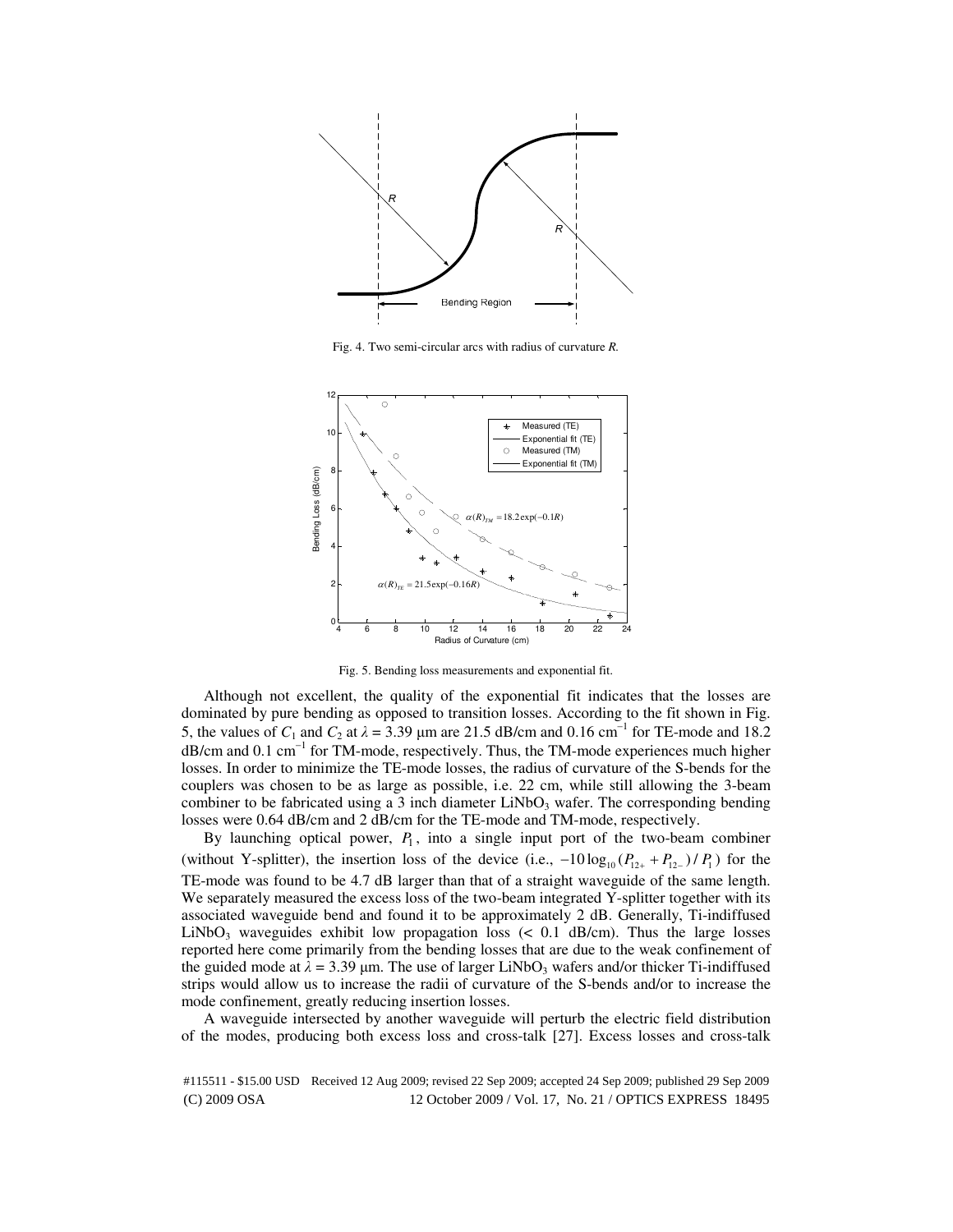R

R

Bending Region

Fig. 4. Two semi-circular arcs with radius of curvature *R*.

12
10
8
6
4
2
0

Bending Loss (dB/cm)

4 6 8 10 12 14 16 18 20 22 24

Radius of Curvature (cm)

Measured (TE)
Exponential fit (TE)
Measured (TM)
Exponential fit (TM)

$\alpha(R)_{TM} = 18.2\exp(-0.1R)$

$\alpha(R)_{TE} = 21.5\exp(-0.16R)$

Fig. 5. Bending loss measurements and exponential fit.

Although not excellent, the quality of the exponential fit indicates that the losses are dominated by pure bending as opposed to transition losses. According to the fit shown in Fig. 5, the values of $C_1$ and $C_2$ at $\lambda = 3.39$ μm are 21.5 dB/cm and 0.16 $cm^{-1}$ for TE-mode and 18.2 dB/cm and 0.1 $cm^{-1}$ for TM-mode, respectively. Thus, the TM-mode experiences much higher losses. In order to minimize the TE-mode losses, the radius of curvature of the S-bends for the couplers was chosen to be as large as possible, i.e. 22 cm, while still allowing the 3-beam combiner to be fabricated using a 3 inch diameter $LiNbO_3$ wafer. The corresponding bending losses were 0.64 dB/cm and 2 dB/cm for the TE-mode and TM-mode, respectively.

By launching optical power, $P_1$, into a single input port of the two-beam combiner (without Y-splitter), the insertion loss of the device (i.e., $-10\log_{10}(P_{12+} + P_{12-})/P_1$) for the TE-mode was found to be 4.7 dB larger than that of a straight waveguide of the same length. We separately measured the excess loss of the two-beam integrated Y-splitter together with its associated waveguide bend and found it to be approximately 2 dB. Generally, Ti-indiffused $LiNbO_3$ waveguides exhibit low propagation loss (< 0.1 dB/cm). Thus the large losses reported here come primarily from the bending losses that are due to the weak confinement of the guided mode at $\lambda = 3.39$ μm. The use of larger $LiNbO_3$ wafers and/or thicker Ti-indiffused strips would allow us to increase the radii of curvature of the S-bends and/or to increase the mode confinement, greatly reducing insertion losses.

A waveguide intersected by another waveguide will perturb the electric field distribution of the modes, producing both excess loss and cross-talk [27]. Excess losses and cross-talk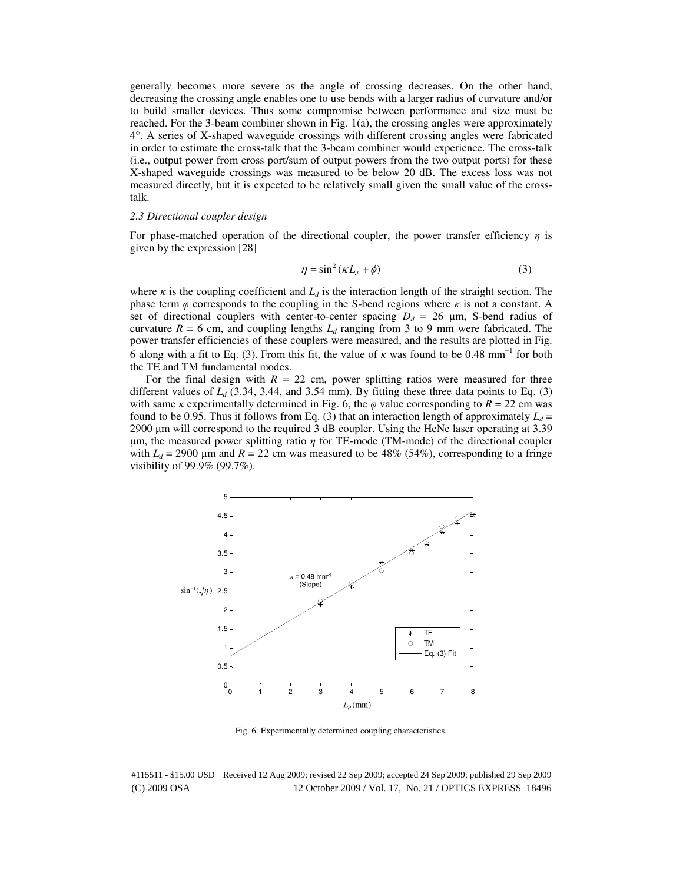generally becomes more severe as the angle of crossing decreases. On the other hand, decreasing the crossing angle enables one to use bends with a larger radius of curvature and/or to build smaller devices. Thus some compromise between performance and size must be reached. For the 3-beam combiner shown in Fig. 1(a), the crossing angles were approximately 4°. A series of X-shaped waveguide crossings with different crossing angles were fabricated in order to estimate the cross-talk that the 3-beam combiner would experience. The cross-talk (i.e., output power from cross port/sum of output powers from the two output ports) for these X-shaped waveguide crossings was measured to be below 20 dB. The excess loss was not measured directly, but it is expected to be relatively small given the small value of the cross-talk.

### *2.3 Directional coupler design*

For phase-matched operation of the directional coupler, the power transfer efficiency $\eta$ is given by the expression [28]

$$\eta = \sin^2(\kappa L_d + \phi) \tag{3}$$

where $\kappa$ is the coupling coefficient and $L_d$ is the interaction length of the straight section. The phase term $\varphi$ corresponds to the coupling in the S-bend regions where $\kappa$ is not a constant. A set of directional couplers with center-to-center spacing $D_d$ = 26 μm, S-bend radius of curvature $R$ = 6 cm, and coupling lengths $L_d$ ranging from 3 to 9 mm were fabricated. The power transfer efficiencies of these couplers were measured, and the results are plotted in Fig. 6 along with a fit to Eq. (3). From this fit, the value of $\kappa$ was found to be 0.48 mm$^{-1}$ for both the TE and TM fundamental modes.

For the final design with $R$ = 22 cm, power splitting ratios were measured for three different values of $L_d$ (3.34, 3.44, and 3.54 mm). By fitting these three data points to Eq. (3) with same $\kappa$ experimentally determined in Fig. 6, the $\varphi$ value corresponding to $R$ = 22 cm was found to be 0.95. Thus it follows from Eq. (3) that an interaction length of approximately $L_d$ = 2900 μm will correspond to the required 3 dB coupler. Using the HeNe laser operating at 3.39 μm, the measured power splitting ratio $\eta$ for TE-mode (TM-mode) of the directional coupler with $L_d$ = 2900 μm and $R$ = 22 cm was measured to be 48% (54%), corresponding to a fringe visibility of 99.9% (99.7%).

$\sin^{-1}(\sqrt{\eta})$

0 0.5 1 1.5 2 2.5 3 3.5 4 4.5 5

$L_d$ (mm)

0 1 2 3 4 5 6 7 8

$\kappa$ = 0.48 mm$^{-1}$
(Slope)

TE
TM
Eq. (3) Fit

Fig. 6. Experimentally determined coupling characteristics.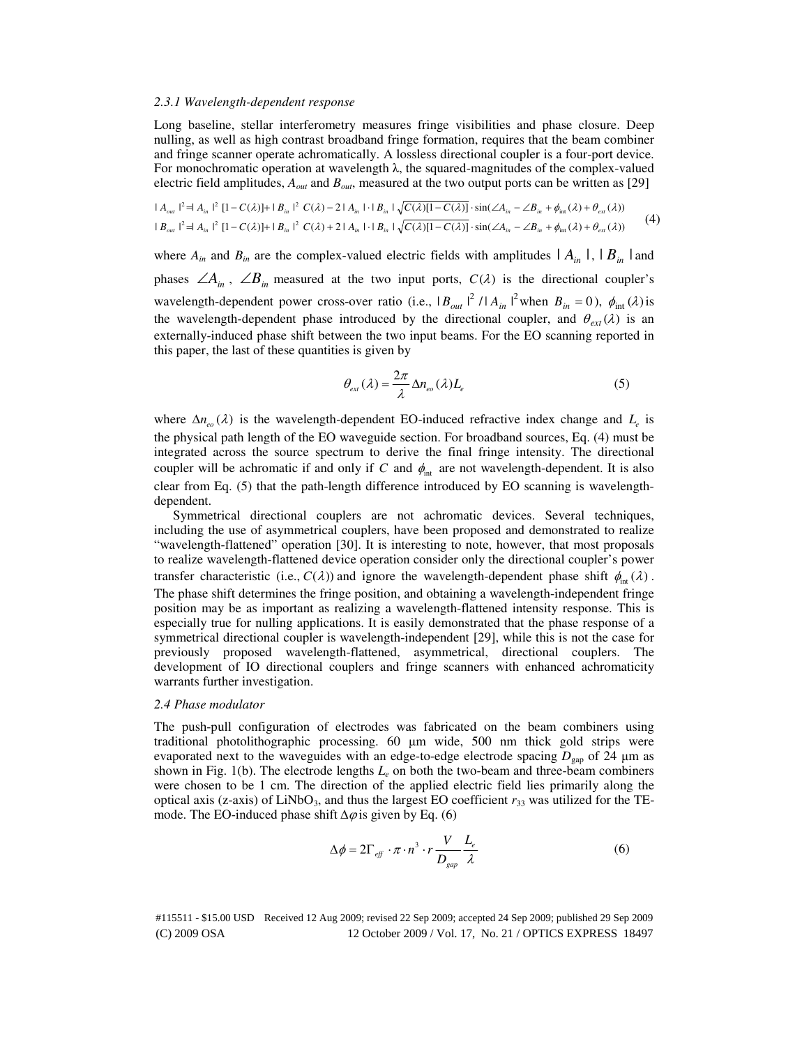### 2.3.1 Wavelength-dependent response

Long baseline, stellar interferometry measures fringe visibilities and phase closure. Deep nulling, as well as high contrast broadband fringe formation, requires that the beam combiner and fringe scanner operate achromatically. A lossless directional coupler is a four-port device. For monochromatic operation at wavelength λ, the squared-magnitudes of the complex-valued electric field amplitudes, $A_{out}$ and $B_{out}$, measured at the two output ports can be written as [29]

$$
\begin{aligned}
|A_{out}|^2 &= |A_{in}|^2\,[1-C(\lambda)] + |B_{in}|^2\,C(\lambda) - 2\,|A_{in}|\cdot|B_{in}|\,\sqrt{C(\lambda)[1-C(\lambda)]}\cdot\sin(\angle A_{in} - \angle B_{in} + \phi_{\text{int}}(\lambda) + \theta_{ext}(\lambda)) \\
|B_{out}|^2 &= |A_{in}|^2\,[1-C(\lambda)] + |B_{in}|^2\,C(\lambda) + 2\,|A_{in}|\cdot|B_{in}|\,\sqrt{C(\lambda)[1-C(\lambda)]}\cdot\sin(\angle A_{in} - \angle B_{in} + \phi_{\text{int}}(\lambda) + \theta_{ext}(\lambda))
\end{aligned}
\tag{4}
$$

where $A_{in}$ and $B_{in}$ are the complex-valued electric fields with amplitudes $|A_{in}|$, $|B_{in}|$ and phases $\angle A_{in}$, $\angle B_{in}$ measured at the two input ports, $C(\lambda)$ is the directional coupler's wavelength-dependent power cross-over ratio (i.e., $|B_{out}|^2/|A_{in}|^2$ when $B_{in}=0$), $\phi_{\text{int}}(\lambda)$ is the wavelength-dependent phase introduced by the directional coupler, and $\theta_{ext}(\lambda)$ is an externally-induced phase shift between the two input beams. For the EO scanning reported in this paper, the last of these quantities is given by

$$
\theta_{ext}(\lambda) = \frac{2\pi}{\lambda}\Delta n_{eo}(\lambda) L_e \tag{5}
$$

where $\Delta n_{eo}(\lambda)$ is the wavelength-dependent EO-induced refractive index change and $L_e$ is the physical path length of the EO waveguide section. For broadband sources, Eq. (4) must be integrated across the source spectrum to derive the final fringe intensity. The directional coupler will be achromatic if and only if $C$ and $\phi_{\text{int}}$ are not wavelength-dependent. It is also clear from Eq. (5) that the path-length difference introduced by EO scanning is wavelength-dependent.

Symmetrical directional couplers are not achromatic devices. Several techniques, including the use of asymmetrical couplers, have been proposed and demonstrated to realize "wavelength-flattened" operation [30]. It is interesting to note, however, that most proposals to realize wavelength-flattened device operation consider only the directional coupler's power transfer characteristic (i.e., $C(\lambda)$) and ignore the wavelength-dependent phase shift $\phi_{\text{int}}(\lambda)$. The phase shift determines the fringe position, and obtaining a wavelength-independent fringe position may be as important as realizing a wavelength-flattened intensity response. This is especially true for nulling applications. It is easily demonstrated that the phase response of a symmetrical directional coupler is wavelength-independent [29], while this is not the case for previously proposed wavelength-flattened, asymmetrical, directional couplers. The development of IO directional couplers and fringe scanners with enhanced achromaticity warrants further investigation.

### 2.4 Phase modulator

The push-pull configuration of electrodes was fabricated on the beam combiners using traditional photolithographic processing. 60 µm wide, 500 nm thick gold strips were evaporated next to the waveguides with an edge-to-edge electrode spacing $D_{\text{gap}}$ of 24 µm as shown in Fig. 1(b). The electrode lengths $L_e$ on both the two-beam and three-beam combiners were chosen to be 1 cm. The direction of the applied electric field lies primarily along the optical axis (z-axis) of $LiNbO_3$, and thus the largest EO coefficient $r_{33}$ was utilized for the TE-mode. The EO-induced phase shift $\Delta\varphi$ is given by Eq. (6)

$$
\Delta\phi = 2\Gamma_{eff}\cdot\pi\cdot n^3\cdot r\,\frac{V}{D_{gap}}\,\frac{L_e}{\lambda} \tag{6}
$$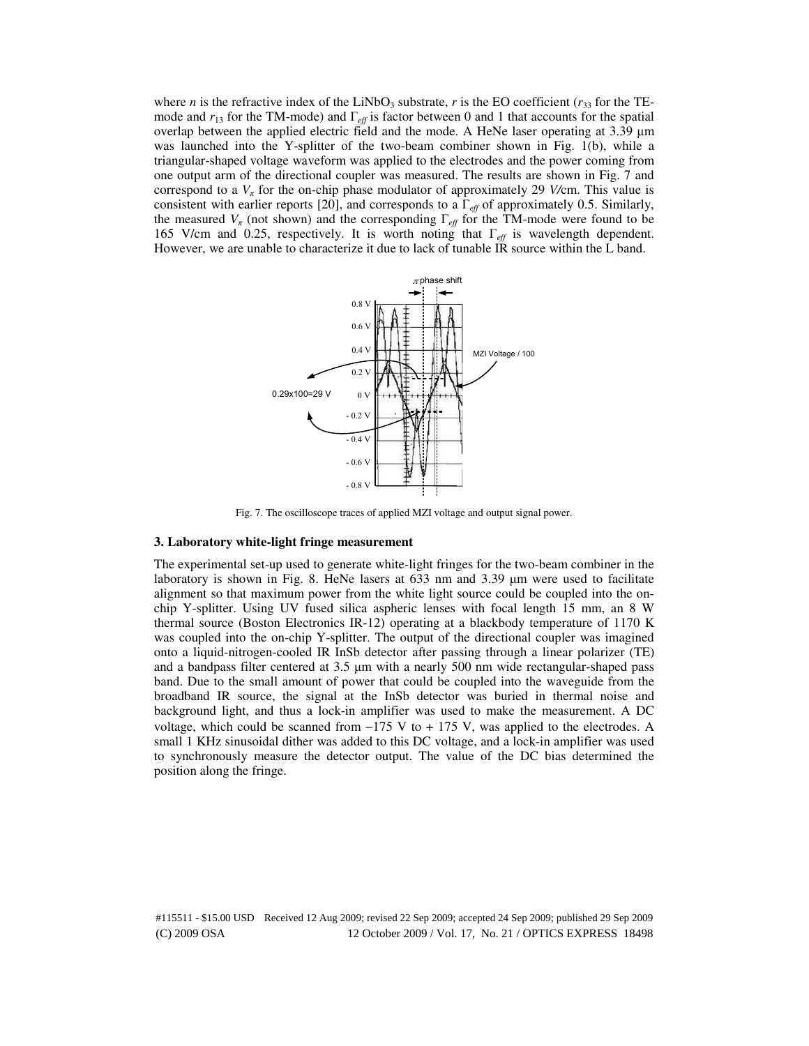where $n$ is the refractive index of the $LiNbO_3$ substrate, $r$ is the EO coefficient ($r_{33}$ for the TE-mode and $r_{13}$ for the TM-mode) and $\Gamma_{eff}$ is factor between 0 and 1 that accounts for the spatial overlap between the applied electric field and the mode. A HeNe laser operating at 3.39 µm was launched into the Y-splitter of the two-beam combiner shown in Fig. 1(b), while a triangular-shaped voltage waveform was applied to the electrodes and the power coming from one output arm of the directional coupler was measured. The results are shown in Fig. 7 and correspond to a $V_\pi$ for the on-chip phase modulator of approximately 29 *V/*cm. This value is consistent with earlier reports [20], and corresponds to a $\Gamma_{eff}$ of approximately 0.5. Similarly, the measured $V_\pi$ (not shown) and the corresponding $\Gamma_{eff}$ for the TM-mode were found to be 165 V/cm and 0.25, respectively. It is worth noting that $\Gamma_{eff}$ is wavelength dependent. However, we are unable to characterize it due to lack of tunable IR source within the L band.

$\pi$ phase shift

0.8 V
0.6 V
0.4 V
0.2 V
0 V
- 0.2 V
- 0.4 V
- 0.6 V
- 0.8 V

MZI Voltage / 100

0.29x100=29 V

Fig. 7. The oscilloscope traces of applied MZI voltage and output signal power.

### 3. Laboratory white-light fringe measurement

The experimental set-up used to generate white-light fringes for the two-beam combiner in the laboratory is shown in Fig. 8. HeNe lasers at 633 nm and 3.39 µm were used to facilitate alignment so that maximum power from the white light source could be coupled into the on-chip Y-splitter. Using UV fused silica aspheric lenses with focal length 15 mm, an 8 W thermal source (Boston Electronics IR-12) operating at a blackbody temperature of 1170 K was coupled into the on-chip Y-splitter. The output of the directional coupler was imagined onto a liquid-nitrogen-cooled IR InSb detector after passing through a linear polarizer (TE) and a bandpass filter centered at 3.5 µm with a nearly 500 nm wide rectangular-shaped pass band. Due to the small amount of power that could be coupled into the waveguide from the broadband IR source, the signal at the InSb detector was buried in thermal noise and background light, and thus a lock-in amplifier was used to make the measurement. A DC voltage, which could be scanned from −175 V to + 175 V, was applied to the electrodes. A small 1 KHz sinusoidal dither was added to this DC voltage, and a lock-in amplifier was used to synchronously measure the detector output. The value of the DC bias determined the position along the fringe.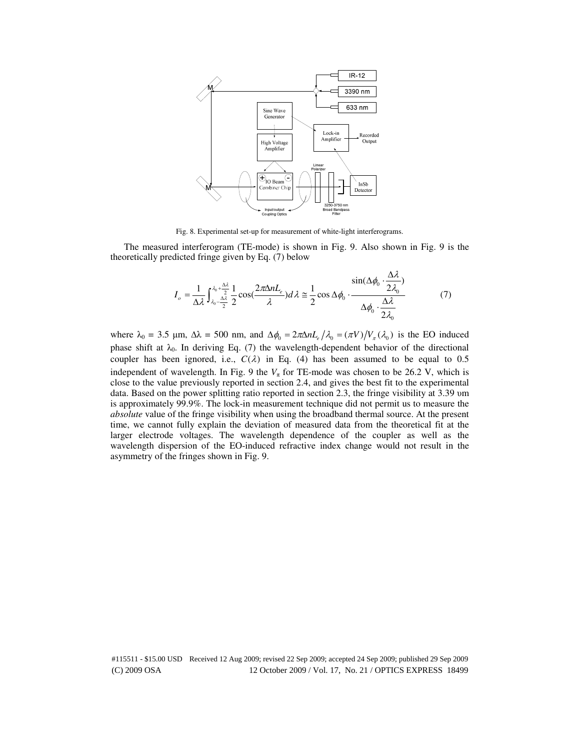IR-12
3390 nm
633 nm
M
Sine Wave Generator
Lock-in Amplifier
Recorded Output
High Voltage Amplifier
Linear Polarizer
M
IO Beam Combiner Chip
InSb Detector
Input/output Coupling Optics
3250-3750 nm Broad Bandpass Filter

Fig. 8. Experimental set-up for measurement of white-light interferograms.

The measured interferogram (TE-mode) is shown in Fig. 9. Also shown in Fig. 9 is the theoretically predicted fringe given by Eq. (7) below

$$I_o = \frac{1}{\Delta\lambda}\int_{\lambda_0-\frac{\Delta\lambda}{2}}^{\lambda_0+\frac{\Delta\lambda}{2}} \frac{1}{2}\cos\left(\frac{2\pi\Delta n L_e}{\lambda}\right)d\lambda \cong \frac{1}{2}\cos\Delta\phi_0 \cdot \frac{\sin\left(\Delta\phi_0 \cdot \frac{\Delta\lambda}{2\lambda_0}\right)}{\Delta\phi_0 \cdot \frac{\Delta\lambda}{2\lambda_0}} \tag{7}$$

where $\lambda_0$ = 3.5 μm, $\Delta\lambda$ = 500 nm, and $\Delta\phi_0 = 2\pi\Delta n L_e/\lambda_0 = (\pi V)/V_\pi(\lambda_0)$ is the EO induced phase shift at $\lambda_0$. In deriving Eq. (7) the wavelength-dependent behavior of the directional coupler has been ignored, i.e., $C(\lambda)$ in Eq. (4) has been assumed to be equal to 0.5 independent of wavelength. In Fig. 9 the $V_\pi$ for TE-mode was chosen to be 26.2 V, which is close to the value previously reported in section 2.4, and gives the best fit to the experimental data. Based on the power splitting ratio reported in section 2.3, the fringe visibility at 3.39 υm is approximately 99.9%. The lock-in measurement technique did not permit us to measure the *absolute* value of the fringe visibility when using the broadband thermal source. At the present time, we cannot fully explain the deviation of measured data from the theoretical fit at the larger electrode voltages. The wavelength dependence of the coupler as well as the wavelength dispersion of the EO-induced refractive index change would not result in the asymmetry of the fringes shown in Fig. 9.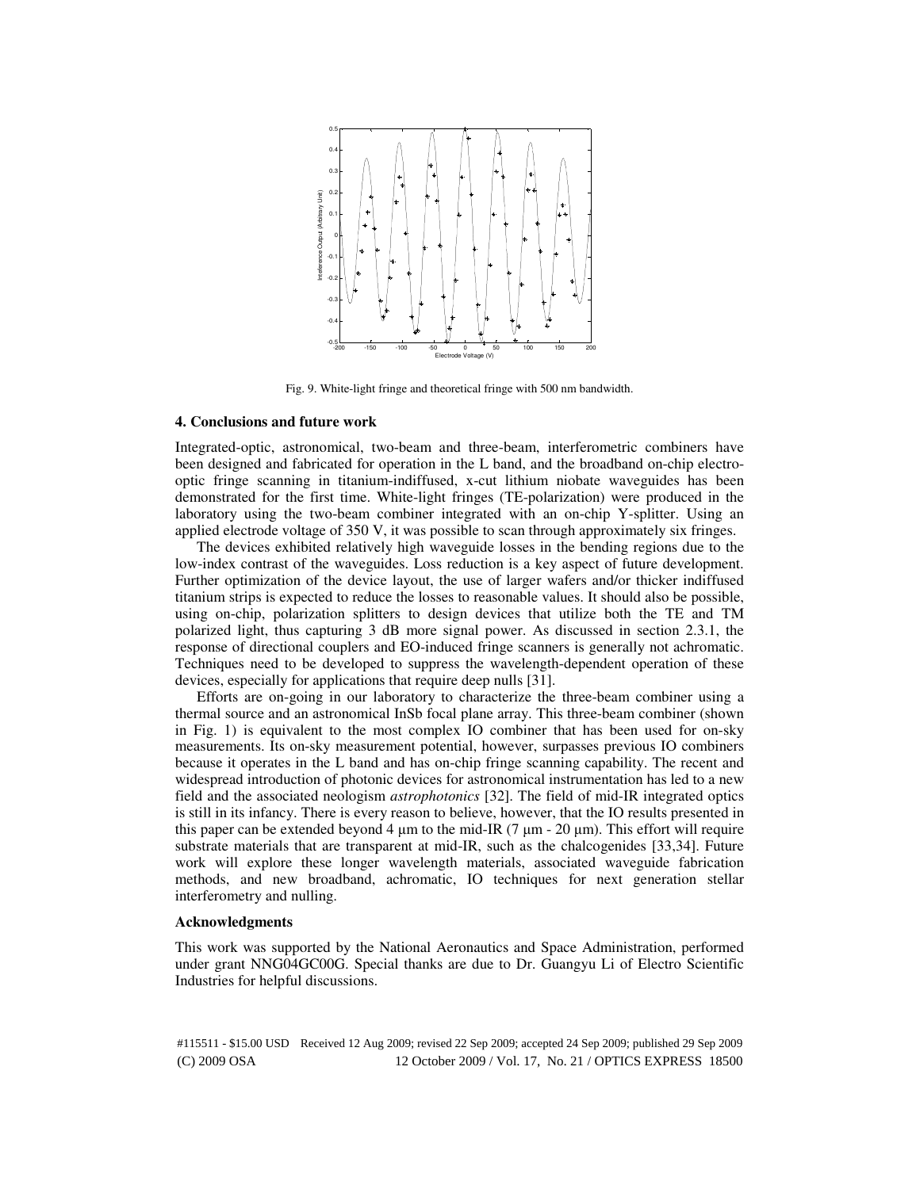Interference Output (Arbitrary Unit)

0.5
0.4
0.3
0.2
0.1
0
-0.1
-0.2
-0.3
-0.4
-0.5

-200 -150 -100 -50 0 50 100 150 200

Electrode Voltage (V)

Fig. 9. White-light fringe and theoretical fringe with 500 nm bandwidth.

### 4. Conclusions and future work

Integrated-optic, astronomical, two-beam and three-beam, interferometric combiners have been designed and fabricated for operation in the L band, and the broadband on-chip electro-optic fringe scanning in titanium-indiffused, x-cut lithium niobate waveguides has been demonstrated for the first time. White-light fringes (TE-polarization) were produced in the laboratory using the two-beam combiner integrated with an on-chip Y-splitter. Using an applied electrode voltage of 350 V, it was possible to scan through approximately six fringes.

The devices exhibited relatively high waveguide losses in the bending regions due to the low-index contrast of the waveguides. Loss reduction is a key aspect of future development. Further optimization of the device layout, the use of larger wafers and/or thicker indiffused titanium strips is expected to reduce the losses to reasonable values. It should also be possible, using on-chip, polarization splitters to design devices that utilize both the TE and TM polarized light, thus capturing 3 dB more signal power. As discussed in section 2.3.1, the response of directional couplers and EO-induced fringe scanners is generally not achromatic. Techniques need to be developed to suppress the wavelength-dependent operation of these devices, especially for applications that require deep nulls [31].

Efforts are on-going in our laboratory to characterize the three-beam combiner using a thermal source and an astronomical InSb focal plane array. This three-beam combiner (shown in Fig. 1) is equivalent to the most complex IO combiner that has been used for on-sky measurements. Its on-sky measurement potential, however, surpasses previous IO combiners because it operates in the L band and has on-chip fringe scanning capability. The recent and widespread introduction of photonic devices for astronomical instrumentation has led to a new field and the associated neologism *astrophotonics* [32]. The field of mid-IR integrated optics is still in its infancy. There is every reason to believe, however, that the IO results presented in this paper can be extended beyond 4 μm to the mid-IR (7 μm - 20 μm). This effort will require substrate materials that are transparent at mid-IR, such as the chalcogenides [33,34]. Future work will explore these longer wavelength materials, associated waveguide fabrication methods, and new broadband, achromatic, IO techniques for next generation stellar interferometry and nulling.

### Acknowledgments

This work was supported by the National Aeronautics and Space Administration, performed under grant NNG04GC00G. Special thanks are due to Dr. Guangyu Li of Electro Scientific Industries for helpful discussions.

#115511 - $15.00 USD Received 12 Aug 2009; revised 22 Sep 2009; accepted 24 Sep 2009; published 29 Sep 2009
(C) 2009 OSA